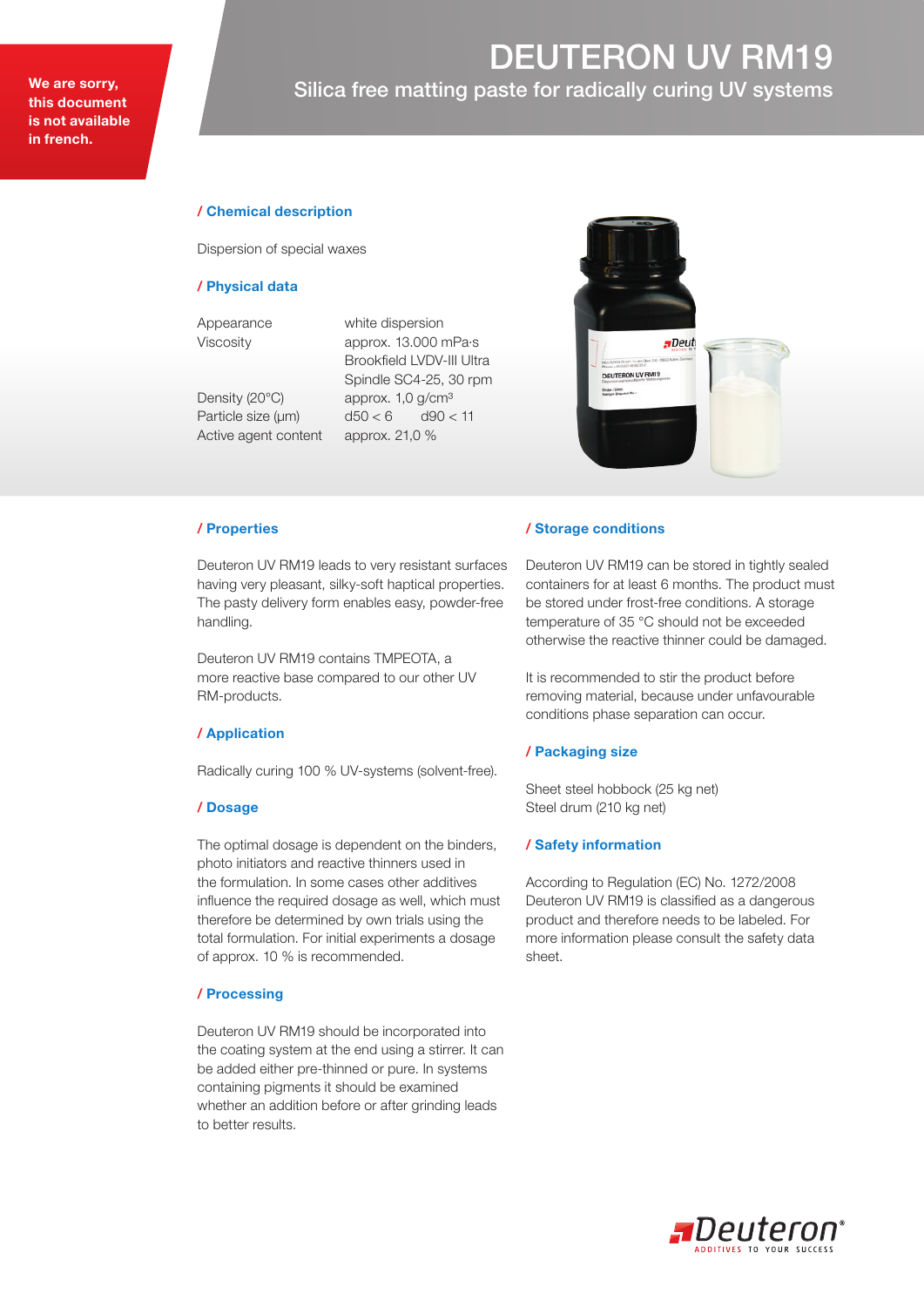We are sorry, this document is not available in french.

# DEUTERON UV RM19

## Silica free matting paste for radically curing UV systems

### / Chemical description

Dispersion of special waxes

### / Physical data

| | |
|---|---|
| Appearance | white dispersion |
| Viscosity | approx. 13.000 mPa·s<br>Brookfield LVDV-III Ultra<br>Spindle SC4-25, 30 rpm |
| Density (20°C) | approx. 1,0 g/cm³ |
| Particle size (µm) | d50 < 6 d90 < 11 |
| Active agent content | approx. 21,0 % |

### / Properties

Deuteron UV RM19 leads to very resistant surfaces having very pleasant, silky-soft haptical properties. The pasty delivery form enables easy, powder-free handling.

Deuteron UV RM19 contains TMPEOTA, a more reactive base compared to our other UV RM-products.

### / Application

Radically curing 100 % UV-systems (solvent-free).

### / Dosage

The optimal dosage is dependent on the binders, photo initiators and reactive thinners used in the formulation. In some cases other additives influence the required dosage as well, which must therefore be determined by own trials using the total formulation. For initial experiments a dosage of approx. 10 % is recommended.

### / Processing

Deuteron UV RM19 should be incorporated into the coating system at the end using a stirrer. It can be added either pre-thinned or pure. In systems containing pigments it should be examined whether an addition before or after grinding leads to better results.

### / Storage conditions

Deuteron UV RM19 can be stored in tightly sealed containers for at least 6 months. The product must be stored under frost-free conditions. A storage temperature of 35 °C should not be exceeded otherwise the reactive thinner could be damaged.

It is recommended to stir the product before removing material, because under unfavourable conditions phase separation can occur.

### / Packaging size

Sheet steel hobbock (25 kg net)
Steel drum (210 kg net)

### / Safety information

According to Regulation (EC) No. 1272/2008 Deuteron UV RM19 is classified as a dangerous product and therefore needs to be labeled. For more information please consult the safety data sheet.

Deuteron® ADDITIVES TO YOUR SUCCESS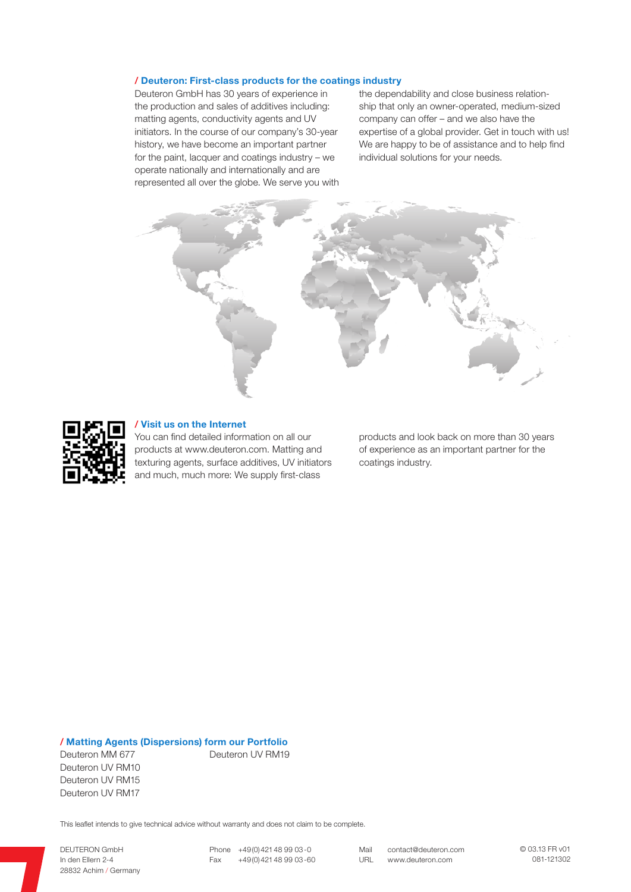## / Deuteron: First-class products for the coatings industry

Deuteron GmbH has 30 years of experience in the production and sales of additives including: matting agents, conductivity agents and UV initiators. In the course of our company's 30-year history, we have become an important partner for the paint, lacquer and coatings industry – we operate nationally and internationally and are represented all over the globe. We serve you with the dependability and close business relationship that only an owner-operated, medium-sized company can offer – and we also have the expertise of a global provider. Get in touch with us! We are happy to be of assistance and to help find individual solutions for your needs.

## / Visit us on the Internet

You can find detailed information on all our products at www.deuteron.com. Matting and texturing agents, surface additives, UV initiators and much, much more: We supply first-class products and look back on more than 30 years of experience as an important partner for the coatings industry.

## / Matting Agents (Dispersions) form our Portfolio

- Deuteron MM 677
- Deuteron UV RM10
- Deuteron UV RM15
- Deuteron UV RM17
- Deuteron UV RM19

This leaflet intends to give technical advice without warranty and does not claim to be complete.

DEUTERON GmbH
In den Ellern 2-4
28832 Achim / Germany

Phone +49(0)421 48 99 03-0
Fax +49(0)421 48 99 03-60

Mail contact@deuteron.com
URL www.deuteron.com

© 03.13 FR v01
081-121302